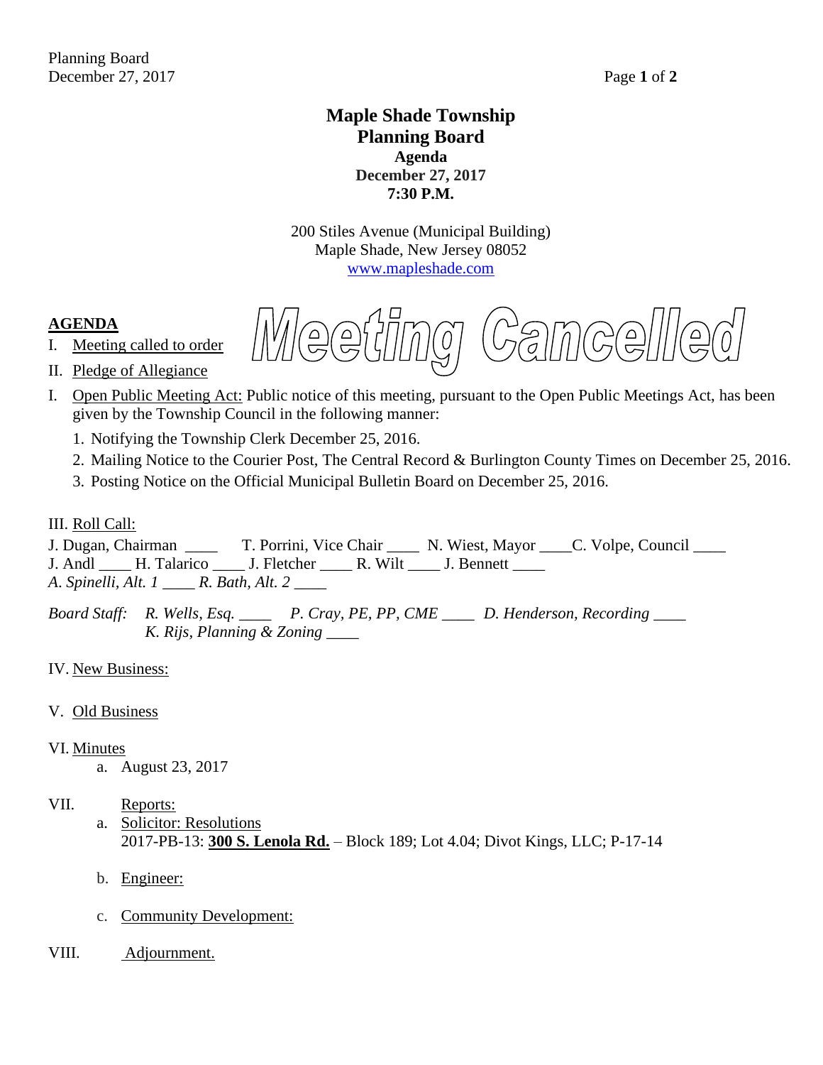# Maple Shade Township
# Planning Board
### Agenda
### December 27, 2017
### 7:30 P.M.

200 Stiles Avenue (Municipal Building)
Maple Shade, New Jersey 08052
www.mapleshade.com

**Meeting Cancelled**

## AGENDA

I. Meeting called to order

II. Pledge of Allegiance

I. Open Public Meeting Act: Public notice of this meeting, pursuant to the Open Public Meetings Act, has been given by the Township Council in the following manner:

1. Notifying the Township Clerk December 25, 2016.
2. Mailing Notice to the Courier Post, The Central Record & Burlington County Times on December 25, 2016.
3. Posting Notice on the Official Municipal Bulletin Board on December 25, 2016.

III. Roll Call:

J. Dugan, Chairman ____ T. Porrini, Vice Chair ____ N. Wiest, Mayor ____ C. Volpe, Council ____
J. Andl ____ H. Talarico ____ J. Fletcher ____ R. Wilt ____ J. Bennett ____
*A. Spinelli, Alt. 1 ____ R. Bath, Alt. 2 ____*

*Board Staff: R. Wells, Esq. ____ P. Cray, PE, PP, CME ____ D. Henderson, Recording ____*
*K. Rijs, Planning & Zoning ____*

IV. New Business:

V. Old Business

VI. Minutes

a. August 23, 2017

VII. Reports:

a. Solicitor: Resolutions
2017-PB-13: **300 S. Lenola Rd.** – Block 189; Lot 4.04; Divot Kings, LLC; P-17-14

b. Engineer:

c. Community Development:

VIII. Adjournment.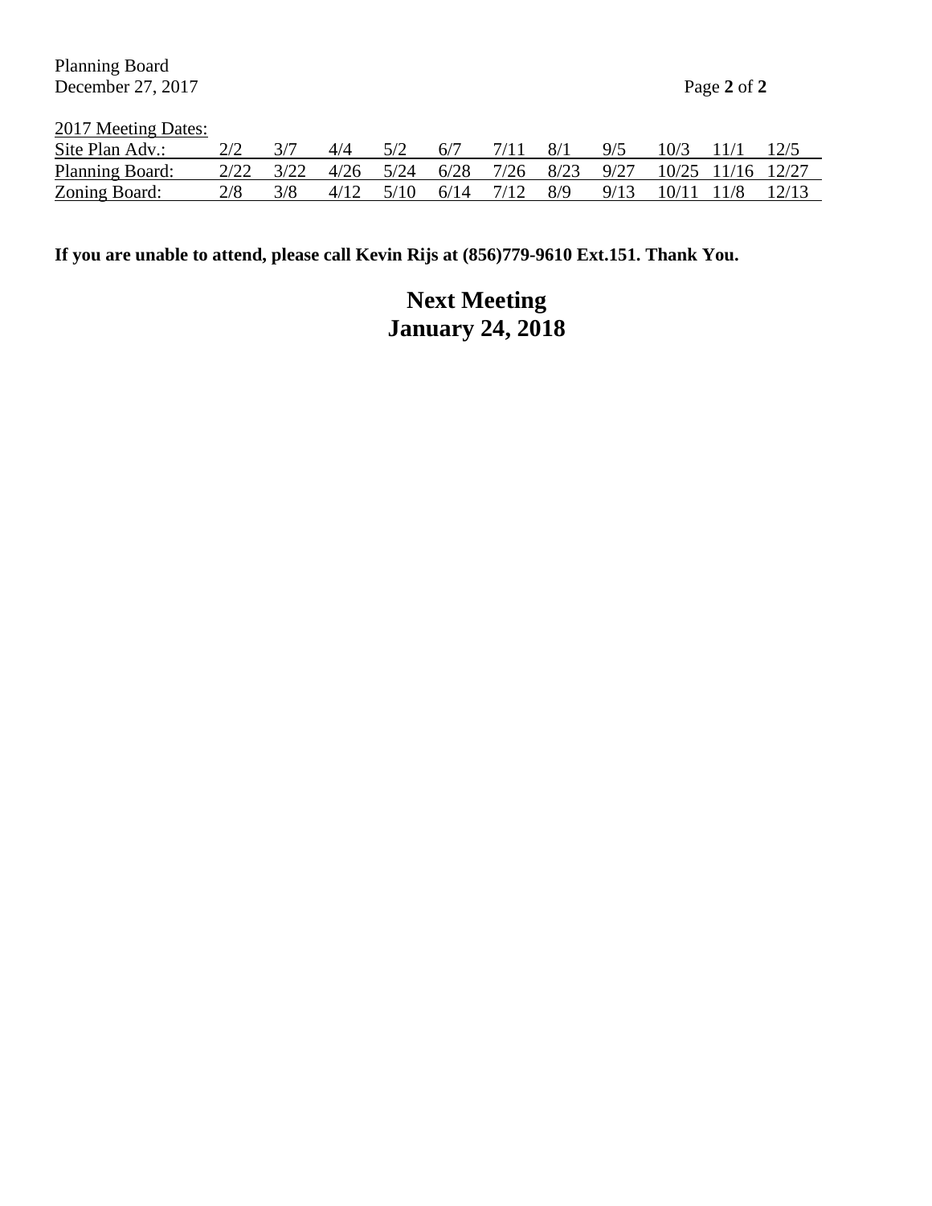2017 Meeting Dates:

| Site Plan Adv.: | 2/2 | 3/7 | 4/4 | 5/2 | 6/7 | 7/11 | 8/1 | 9/5 | 10/3 | 11/1 | 12/5 |
|---|---|---|---|---|---|---|---|---|---|---|---|
| Planning Board: | 2/22 | 3/22 | 4/26 | 5/24 | 6/28 | 7/26 | 8/23 | 9/27 | 10/25 | 11/16 | 12/27 |
| Zoning Board: | 2/8 | 3/8 | 4/12 | 5/10 | 6/14 | 7/12 | 8/9 | 9/13 | 10/11 | 11/8 | 12/13 |

**If you are unable to attend, please call Kevin Rijs at (856)779-9610 Ext.151. Thank You.**

**Next Meeting**
**January 24, 2018**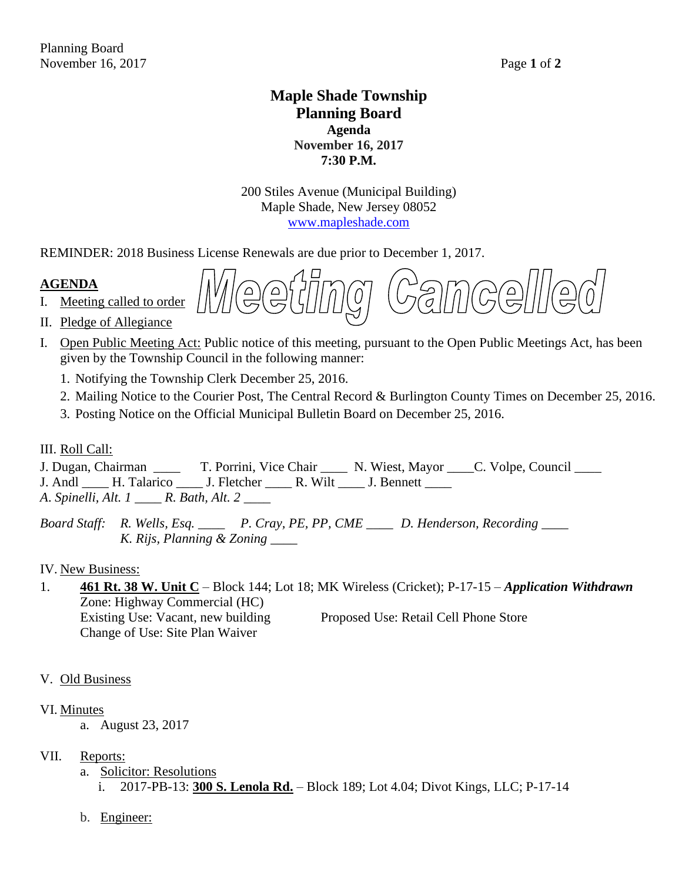# Maple Shade Township
# Planning Board
### Agenda
### November 16, 2017
### 7:30 P.M.

200 Stiles Avenue (Municipal Building)
Maple Shade, New Jersey 08052
www.mapleshade.com

REMINDER: 2018 Business License Renewals are due prior to December 1, 2017.

Meeting Cancelled

**AGENDA**

I. Meeting called to order

II. Pledge of Allegiance

I. Open Public Meeting Act: Public notice of this meeting, pursuant to the Open Public Meetings Act, has been given by the Township Council in the following manner:

1. Notifying the Township Clerk December 25, 2016.
2. Mailing Notice to the Courier Post, The Central Record & Burlington County Times on December 25, 2016.
3. Posting Notice on the Official Municipal Bulletin Board on December 25, 2016.

III. Roll Call:

J. Dugan, Chairman ____ T. Porrini, Vice Chair ____ N. Wiest, Mayor ____C. Volpe, Council ____
J. Andl ____ H. Talarico ____ J. Fletcher ____ R. Wilt ____ J. Bennett ____
*A. Spinelli, Alt. 1 ____ R. Bath, Alt. 2 ____*

*Board Staff: R. Wells, Esq. ____ P. Cray, PE, PP, CME ____ D. Henderson, Recording ____*
*K. Rijs, Planning & Zoning ____*

IV. New Business:

1. **461 Rt. 38 W. Unit C** – Block 144; Lot 18; MK Wireless (Cricket); P-17-15 – ***Application Withdrawn***
   Zone: Highway Commercial (HC)
   Existing Use: Vacant, new building Proposed Use: Retail Cell Phone Store
   Change of Use: Site Plan Waiver

V. Old Business

VI. Minutes

a. August 23, 2017

VII. Reports:

a. Solicitor: Resolutions
   i. 2017-PB-13: **300 S. Lenola Rd.** – Block 189; Lot 4.04; Divot Kings, LLC; P-17-14

b. Engineer: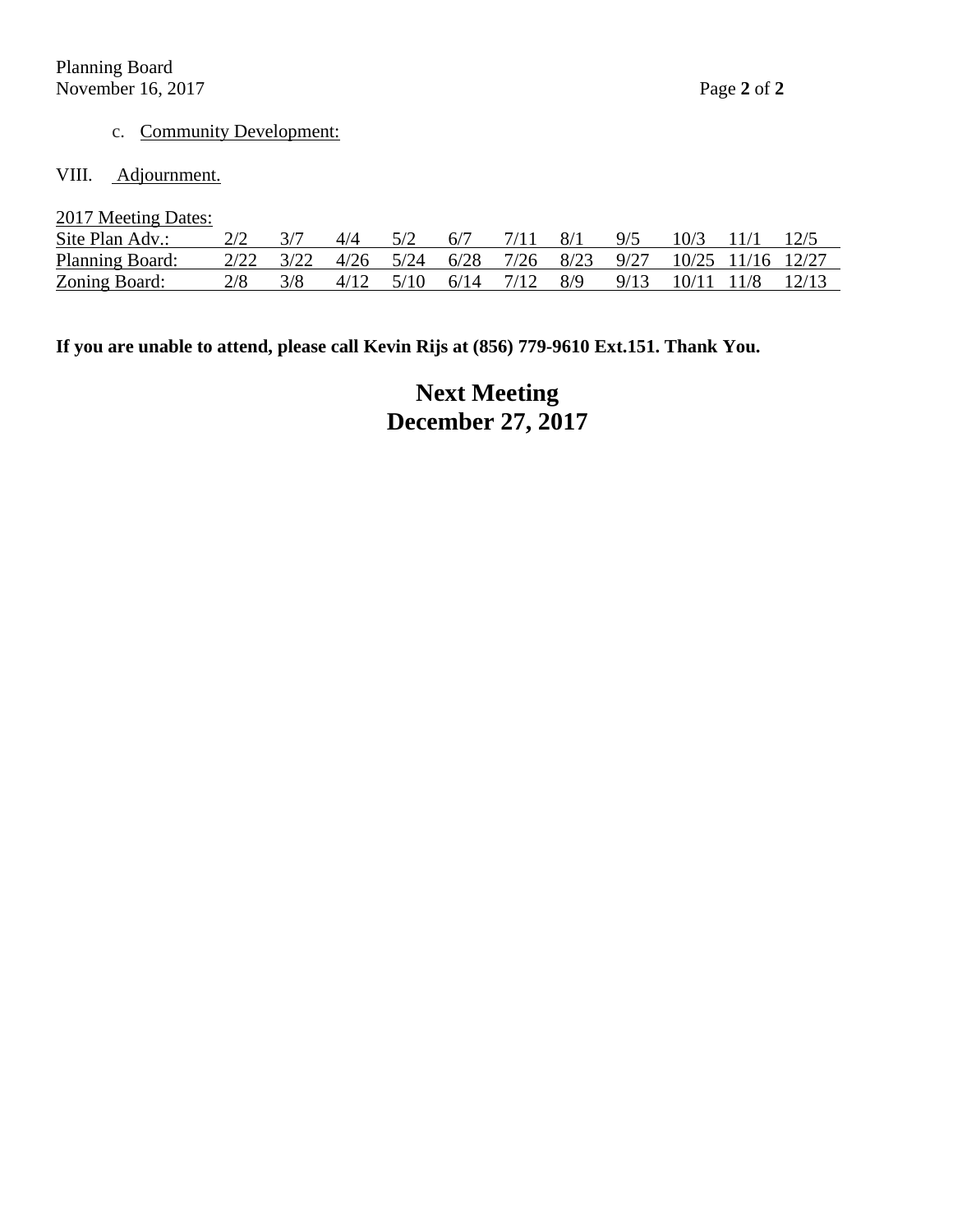c. Community Development:

VIII. Adjournment.

2017 Meeting Dates:

| | | | | | | | | | | | |
|---|---|---|---|---|---|---|---|---|---|---|---|
| Site Plan Adv.: | 2/2 | 3/7 | 4/4 | 5/2 | 6/7 | 7/11 | 8/1 | 9/5 | 10/3 | 11/1 | 12/5 |
| Planning Board: | 2/22 | 3/22 | 4/26 | 5/24 | 6/28 | 7/26 | 8/23 | 9/27 | 10/25 | 11/16 | 12/27 |
| Zoning Board: | 2/8 | 3/8 | 4/12 | 5/10 | 6/14 | 7/12 | 8/9 | 9/13 | 10/11 | 11/8 | 12/13 |

**If you are unable to attend, please call Kevin Rijs at (856) 779-9610 Ext.151. Thank You.**

**Next Meeting**
**December 27, 2017**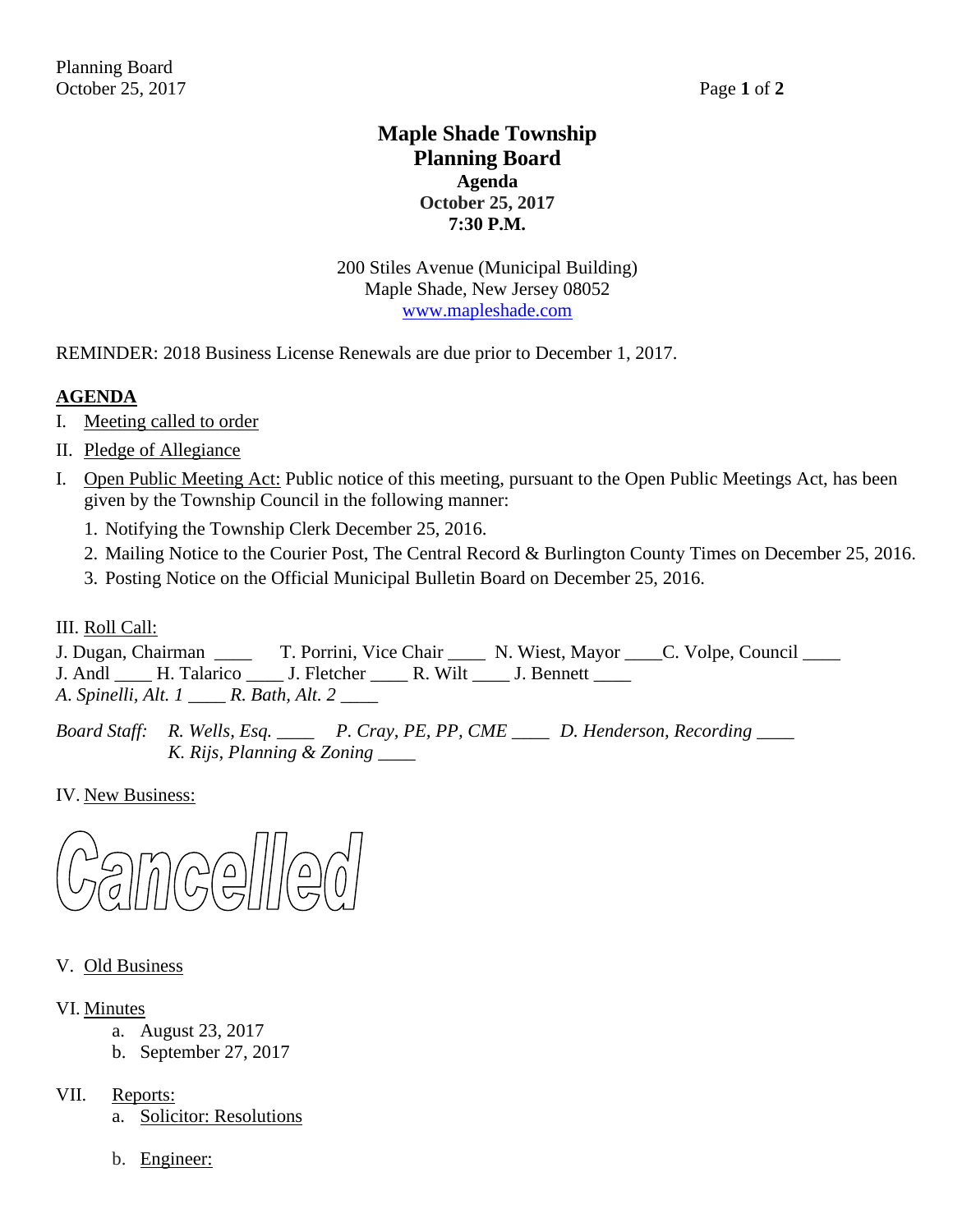# Maple Shade Township
## Planning Board
### Agenda
### October 25, 2017
### 7:30 P.M.

200 Stiles Avenue (Municipal Building)
Maple Shade, New Jersey 08052
www.mapleshade.com

REMINDER: 2018 Business License Renewals are due prior to December 1, 2017.

**AGENDA**

I. Meeting called to order

II. Pledge of Allegiance

I. Open Public Meeting Act: Public notice of this meeting, pursuant to the Open Public Meetings Act, has been given by the Township Council in the following manner:

1. Notifying the Township Clerk December 25, 2016.
2. Mailing Notice to the Courier Post, The Central Record & Burlington County Times on December 25, 2016.
3. Posting Notice on the Official Municipal Bulletin Board on December 25, 2016.

III. Roll Call:

J. Dugan, Chairman ____ T. Porrini, Vice Chair ____ N. Wiest, Mayor ____C. Volpe, Council ____
J. Andl ____ H. Talarico ____ J. Fletcher ____ R. Wilt ____ J. Bennett ____
*A. Spinelli, Alt. 1 ____ R. Bath, Alt. 2 ____*

*Board Staff: R. Wells, Esq. ____ P. Cray, PE, PP, CME ____ D. Henderson, Recording ____*
*K. Rijs, Planning & Zoning ____*

IV. New Business:

Cancelled

V. Old Business

VI. Minutes

a. August 23, 2017
b. September 27, 2017

VII. Reports:

a. Solicitor: Resolutions

b. Engineer: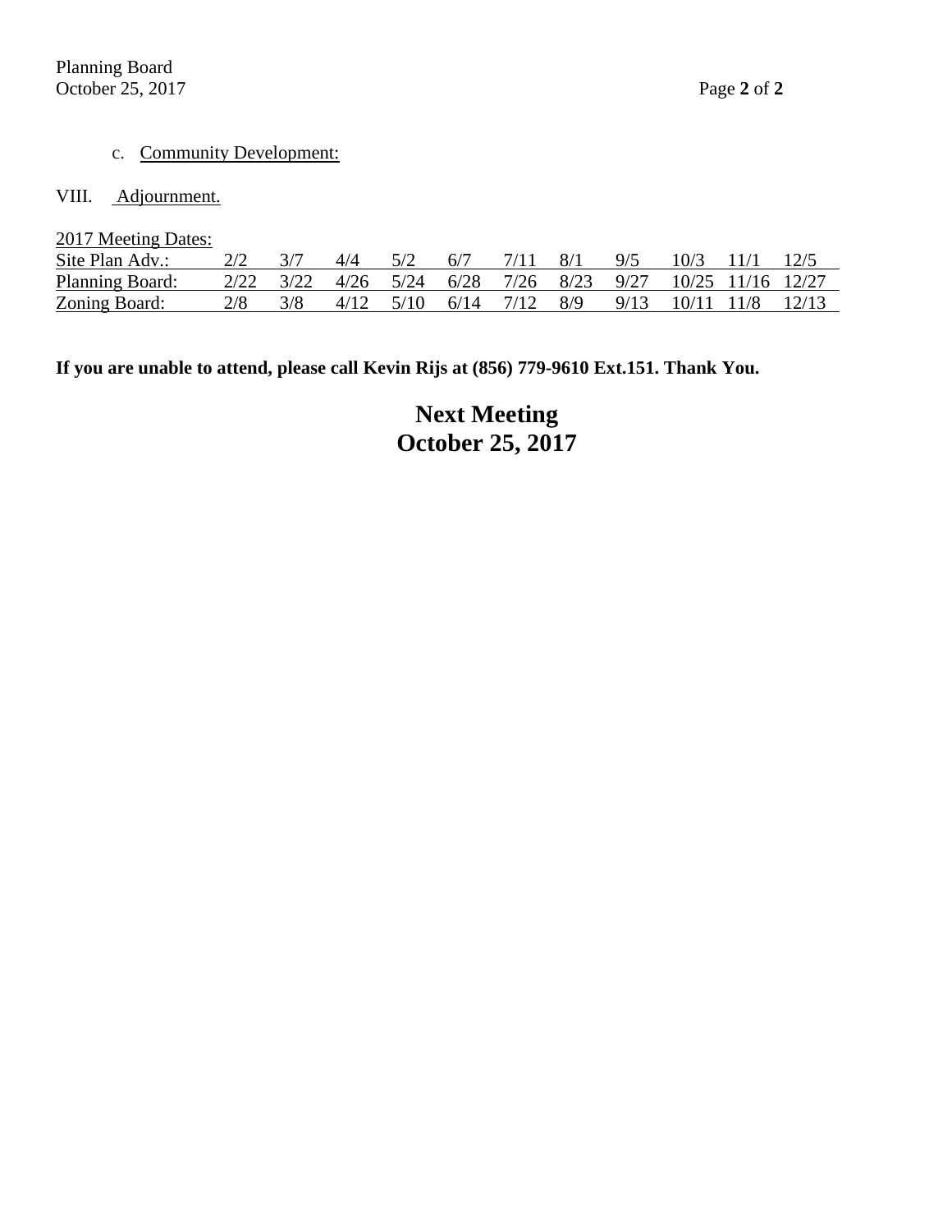c. Community Development:

VIII. Adjournment.

2017 Meeting Dates:

| | | | | | | | | | | | |
|---|---|---|---|---|---|---|---|---|---|---|---|
| Site Plan Adv.: | 2/2 | 3/7 | 4/4 | 5/2 | 6/7 | 7/11 | 8/1 | 9/5 | 10/3 | 11/1 | 12/5 |
| Planning Board: | 2/22 | 3/22 | 4/26 | 5/24 | 6/28 | 7/26 | 8/23 | 9/27 | 10/25 | 11/16 | 12/27 |
| Zoning Board: | 2/8 | 3/8 | 4/12 | 5/10 | 6/14 | 7/12 | 8/9 | 9/13 | 10/11 | 11/8 | 12/13 |

**If you are unable to attend, please call Kevin Rijs at (856) 779-9610 Ext.151. Thank You.**

**Next Meeting**
**October 25, 2017**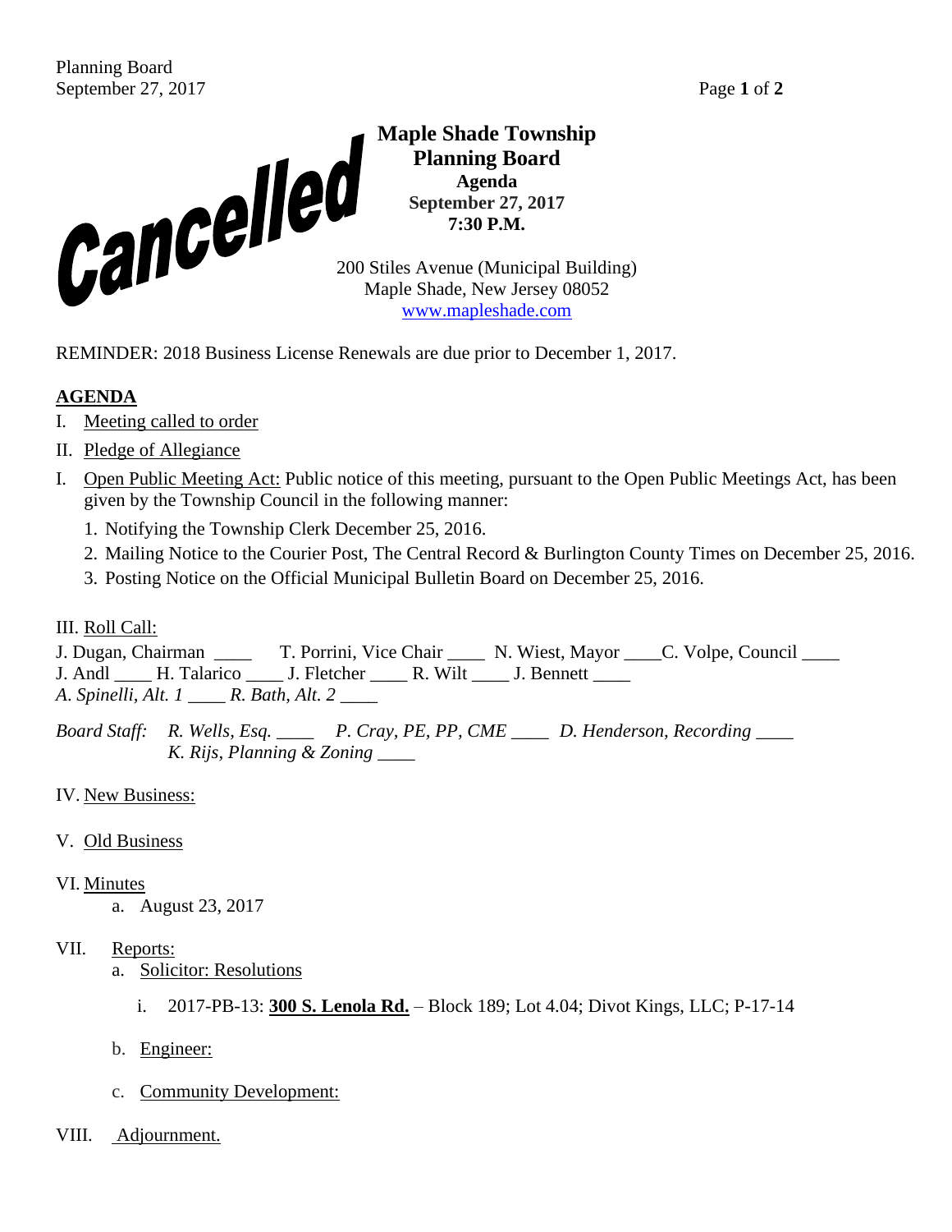**Cancelled**

# Maple Shade Township Planning Board

**Agenda**
**September 27, 2017**
**7:30 P.M.**

200 Stiles Avenue (Municipal Building)
Maple Shade, New Jersey 08052
www.mapleshade.com

REMINDER: 2018 Business License Renewals are due prior to December 1, 2017.

## AGENDA

I. Meeting called to order

II. Pledge of Allegiance

I. Open Public Meeting Act: Public notice of this meeting, pursuant to the Open Public Meetings Act, has been given by the Township Council in the following manner:

1. Notifying the Township Clerk December 25, 2016.
2. Mailing Notice to the Courier Post, The Central Record & Burlington County Times on December 25, 2016.
3. Posting Notice on the Official Municipal Bulletin Board on December 25, 2016.

III. Roll Call:

J. Dugan, Chairman ____ T. Porrini, Vice Chair ____ N. Wiest, Mayor ____C. Volpe, Council ____
J. Andl ____ H. Talarico ____ J. Fletcher ____ R. Wilt ____ J. Bennett ____
*A. Spinelli, Alt. 1* ____ *R. Bath, Alt. 2* ____

*Board Staff:* *R. Wells, Esq.* ____ *P. Cray, PE, PP, CME* ____ *D. Henderson, Recording* ____
*K. Rijs, Planning & Zoning* ____

IV. New Business:

V. Old Business

VI. Minutes

a. August 23, 2017

VII. Reports:

a. Solicitor: Resolutions

i. 2017-PB-13: **300 S. Lenola Rd.** – Block 189; Lot 4.04; Divot Kings, LLC; P-17-14

b. Engineer:

c. Community Development:

VIII. Adjournment.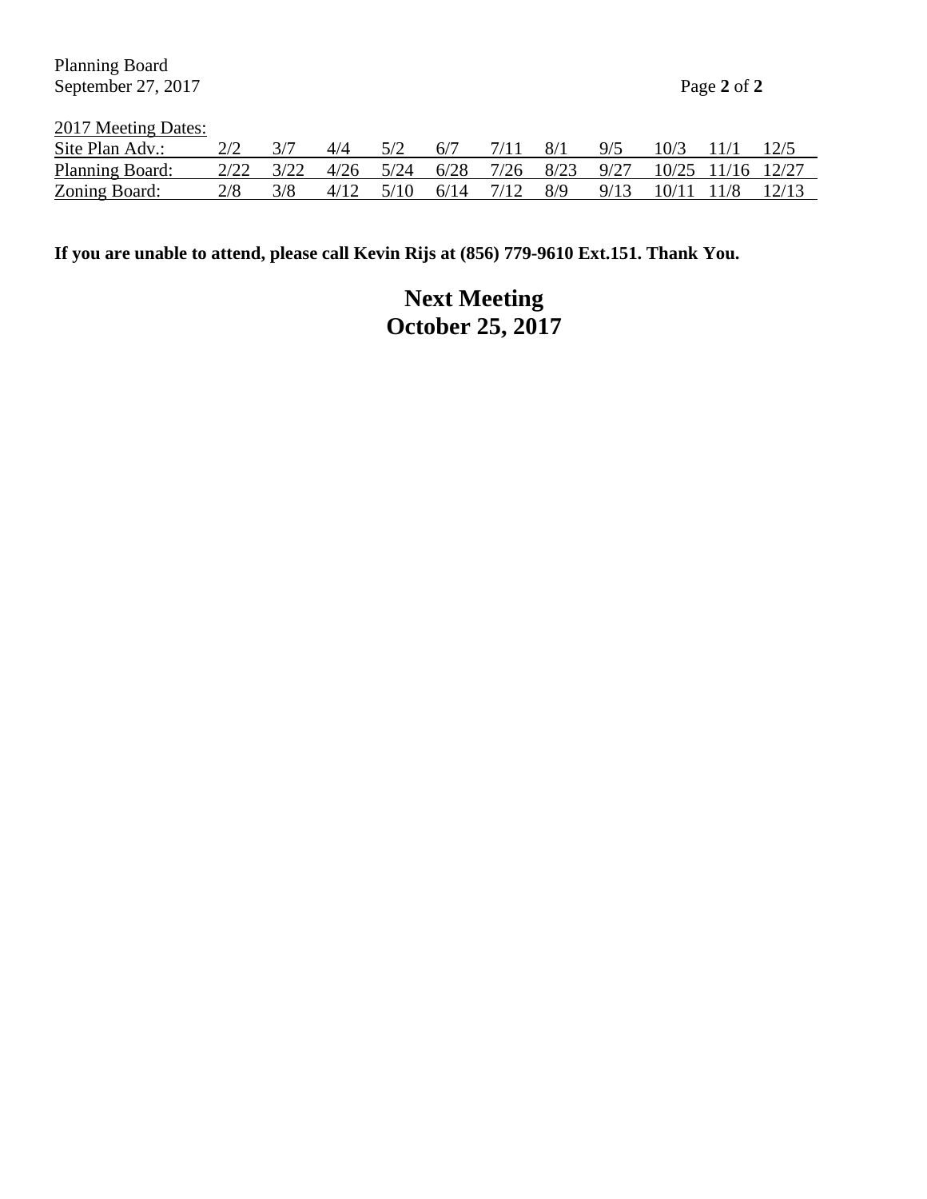2017 Meeting Dates:

| | | | | | | | | | | | |
|---|---|---|---|---|---|---|---|---|---|---|---|
| Site Plan Adv.: | 2/2 | 3/7 | 4/4 | 5/2 | 6/7 | 7/11 | 8/1 | 9/5 | 10/3 | 11/1 | 12/5 |
| Planning Board: | 2/22 | 3/22 | 4/26 | 5/24 | 6/28 | 7/26 | 8/23 | 9/27 | 10/25 | 11/16 | 12/27 |
| Zoning Board: | 2/8 | 3/8 | 4/12 | 5/10 | 6/14 | 7/12 | 8/9 | 9/13 | 10/11 | 11/8 | 12/13 |

**If you are unable to attend, please call Kevin Rijs at (856) 779-9610 Ext.151. Thank You.**

**Next Meeting**
**October 25, 2017**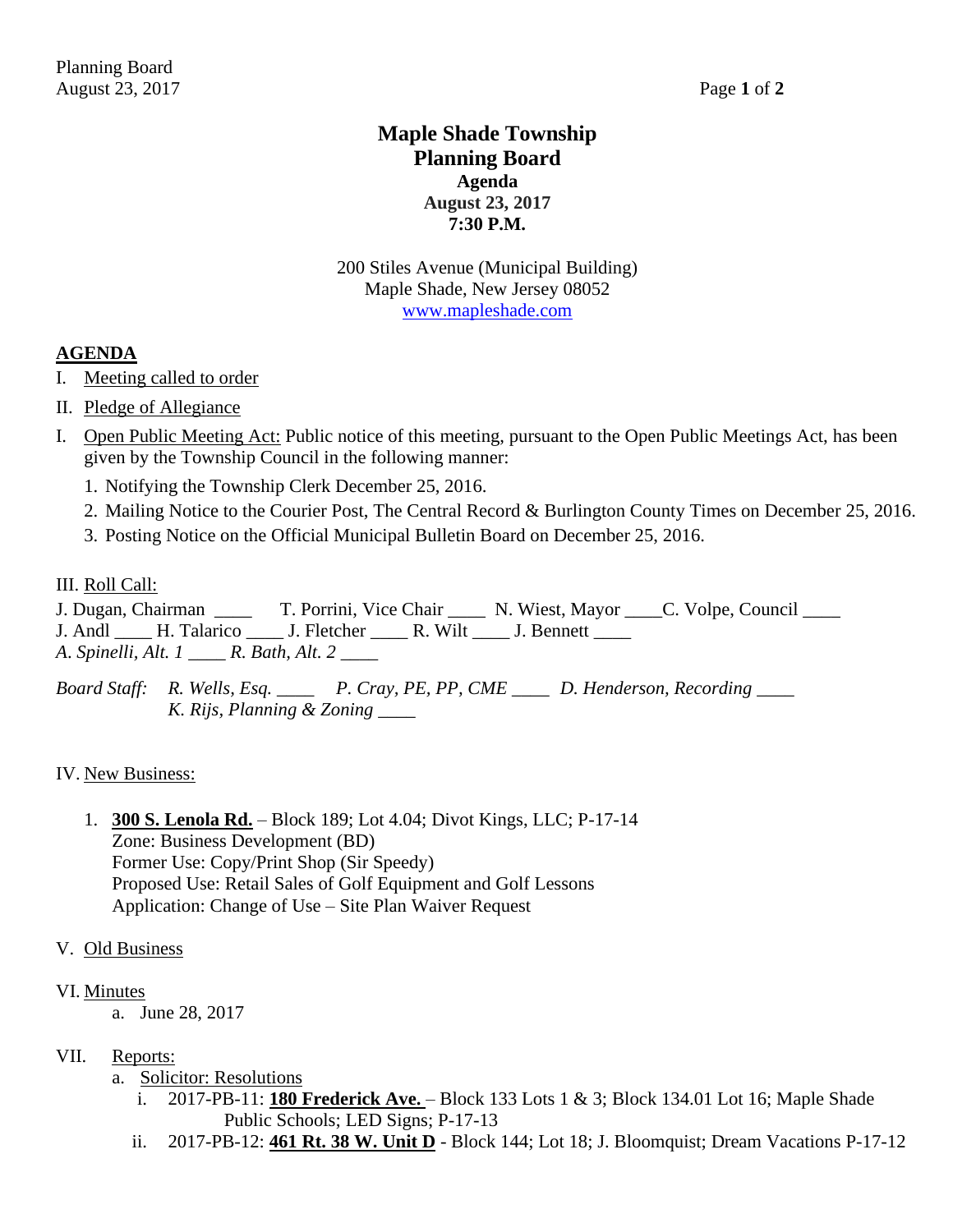# Maple Shade Township
## Planning Board
### Agenda
### August 23, 2017
### 7:30 P.M.

200 Stiles Avenue (Municipal Building)
Maple Shade, New Jersey 08052
www.mapleshade.com

## AGENDA

I. Meeting called to order

II. Pledge of Allegiance

I. Open Public Meeting Act: Public notice of this meeting, pursuant to the Open Public Meetings Act, has been given by the Township Council in the following manner:

1. Notifying the Township Clerk December 25, 2016.
2. Mailing Notice to the Courier Post, The Central Record & Burlington County Times on December 25, 2016.
3. Posting Notice on the Official Municipal Bulletin Board on December 25, 2016.

III. Roll Call:

J. Dugan, Chairman ____ T. Porrini, Vice Chair ____ N. Wiest, Mayor ____ C. Volpe, Council ____
J. Andl ____ H. Talarico ____ J. Fletcher ____ R. Wilt ____ J. Bennett ____
*A. Spinelli, Alt. 1 ____ R. Bath, Alt. 2 ____*

*Board Staff: R. Wells, Esq. ____ P. Cray, PE, PP, CME ____ D. Henderson, Recording ____*
*K. Rijs, Planning & Zoning ____*

IV. New Business:

1. **300 S. Lenola Rd.** – Block 189; Lot 4.04; Divot Kings, LLC; P-17-14
   Zone: Business Development (BD)
   Former Use: Copy/Print Shop (Sir Speedy)
   Proposed Use: Retail Sales of Golf Equipment and Golf Lessons
   Application: Change of Use – Site Plan Waiver Request

V. Old Business

VI. Minutes

a. June 28, 2017

VII. Reports:

a. Solicitor: Resolutions
   i. 2017-PB-11: **180 Frederick Ave.** – Block 133 Lots 1 & 3; Block 134.01 Lot 16; Maple Shade Public Schools; LED Signs; P-17-13
   ii. 2017-PB-12: **461 Rt. 38 W. Unit D** - Block 144; Lot 18; J. Bloomquist; Dream Vacations P-17-12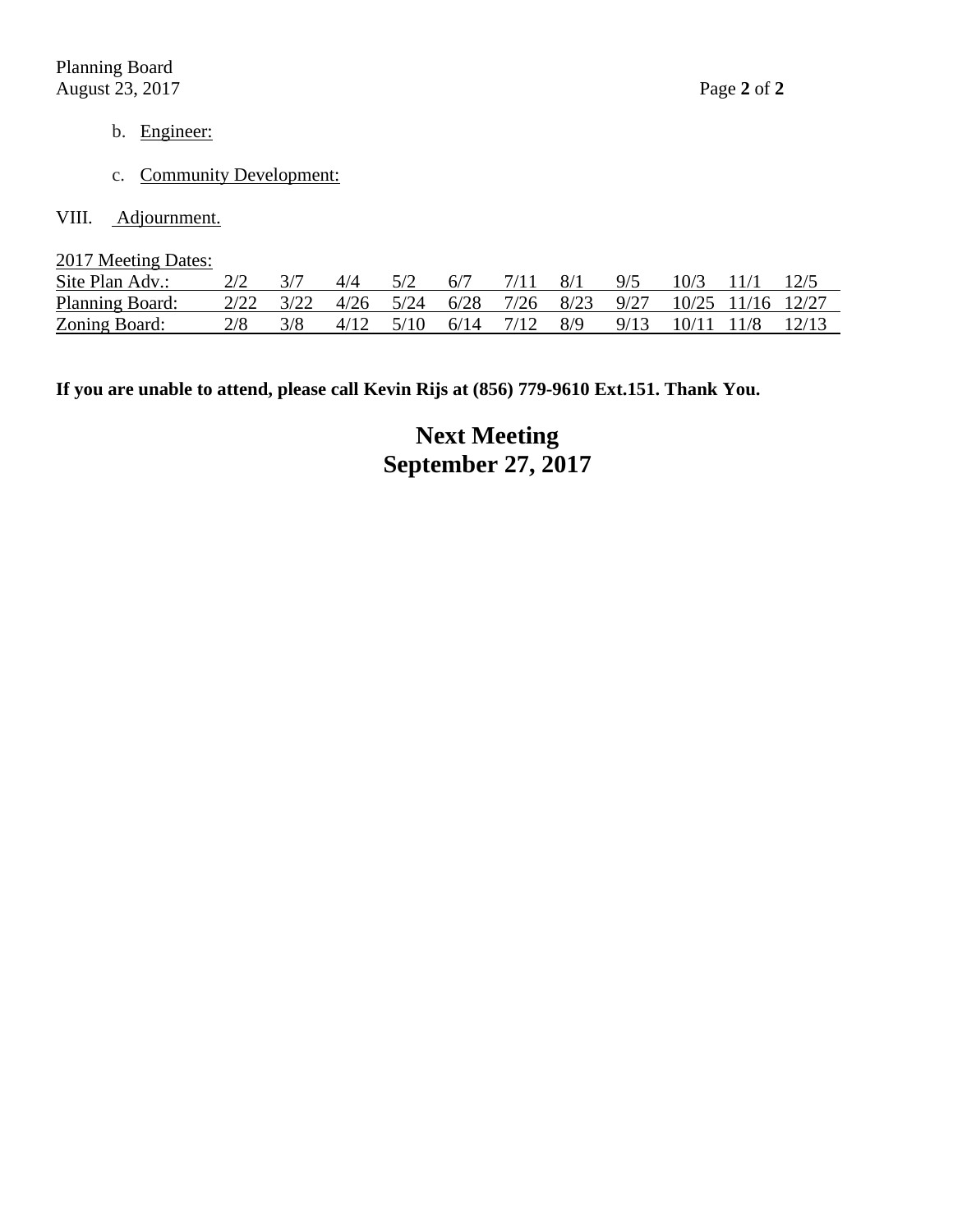b. Engineer:

c. Community Development:

VIII. Adjournment.

2017 Meeting Dates:

| | | | | | | | | | | | |
|---|---|---|---|---|---|---|---|---|---|---|---|
| Site Plan Adv.: | 2/2 | 3/7 | 4/4 | 5/2 | 6/7 | 7/11 | 8/1 | 9/5 | 10/3 | 11/1 | 12/5 |
| Planning Board: | 2/22 | 3/22 | 4/26 | 5/24 | 6/28 | 7/26 | 8/23 | 9/27 | 10/25 | 11/16 | 12/27 |
| Zoning Board: | 2/8 | 3/8 | 4/12 | 5/10 | 6/14 | 7/12 | 8/9 | 9/13 | 10/11 | 11/8 | 12/13 |

**If you are unable to attend, please call Kevin Rijs at (856) 779-9610 Ext.151. Thank You.**

## Next Meeting
## September 27, 2017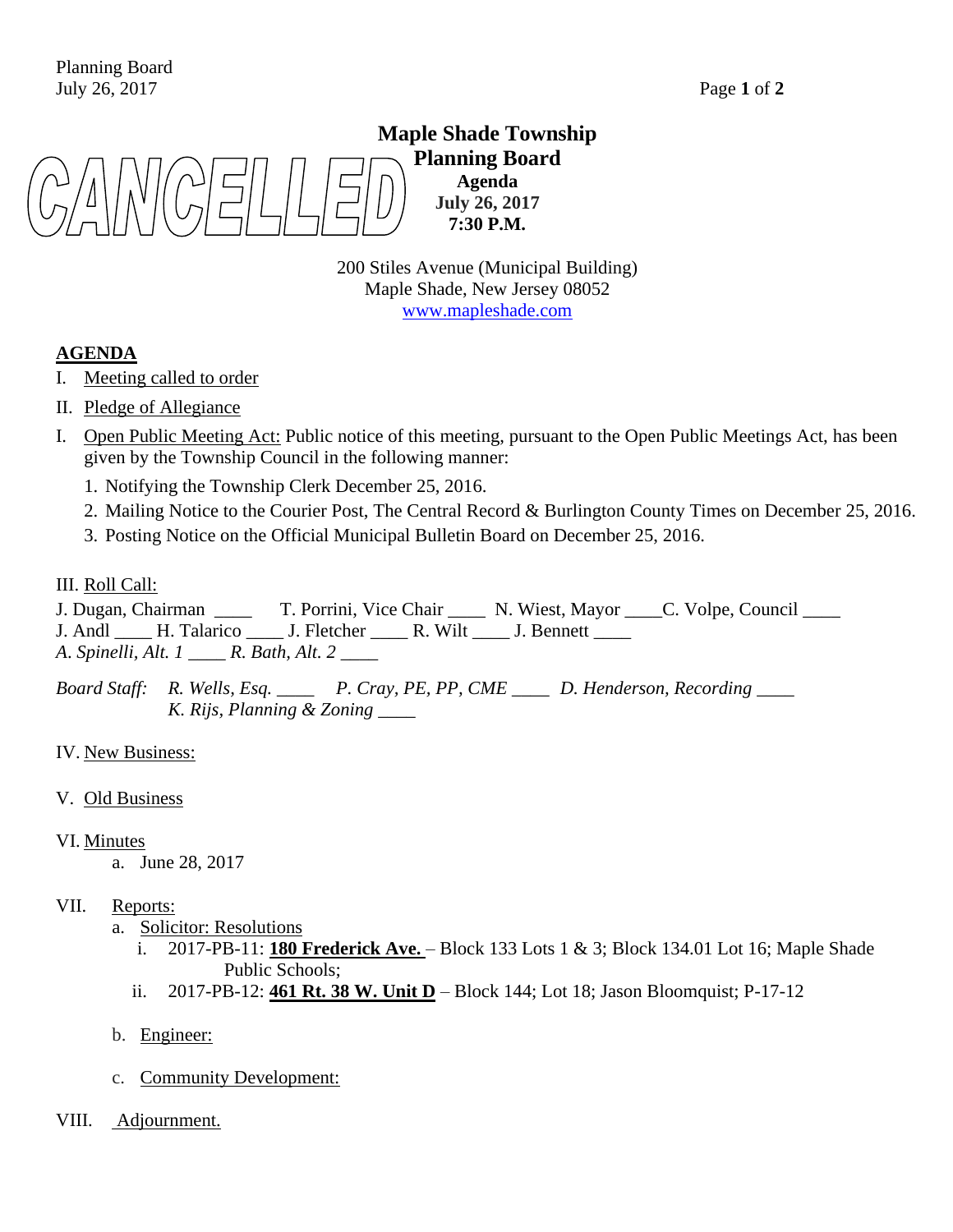CANCELLED

# Maple Shade Township
## Planning Board
**Agenda**
**July 26, 2017**
**7:30 P.M.**

200 Stiles Avenue (Municipal Building)
Maple Shade, New Jersey 08052
www.mapleshade.com

## AGENDA

I. Meeting called to order

II. Pledge of Allegiance

I. Open Public Meeting Act: Public notice of this meeting, pursuant to the Open Public Meetings Act, has been given by the Township Council in the following manner:

1. Notifying the Township Clerk December 25, 2016.
2. Mailing Notice to the Courier Post, The Central Record & Burlington County Times on December 25, 2016.
3. Posting Notice on the Official Municipal Bulletin Board on December 25, 2016.

III. Roll Call:

J. Dugan, Chairman ____ T. Porrini, Vice Chair ____ N. Wiest, Mayor ____ C. Volpe, Council ____
J. Andl ____ H. Talarico ____ J. Fletcher ____ R. Wilt ____ J. Bennett ____
*A. Spinelli, Alt. 1 ____ R. Bath, Alt. 2 ____*

*Board Staff: R. Wells, Esq. ____ P. Cray, PE, PP, CME ____ D. Henderson, Recording ____*
*K. Rijs, Planning & Zoning ____*

IV. New Business:

V. Old Business

VI. Minutes

a. June 28, 2017

VII. Reports:

a. Solicitor: Resolutions
   i. 2017-PB-11: **180 Frederick Ave.** – Block 133 Lots 1 & 3; Block 134.01 Lot 16; Maple Shade Public Schools;
   ii. 2017-PB-12: **461 Rt. 38 W. Unit D** – Block 144; Lot 18; Jason Bloomquist; P-17-12

b. Engineer:

c. Community Development:

VIII. Adjournment.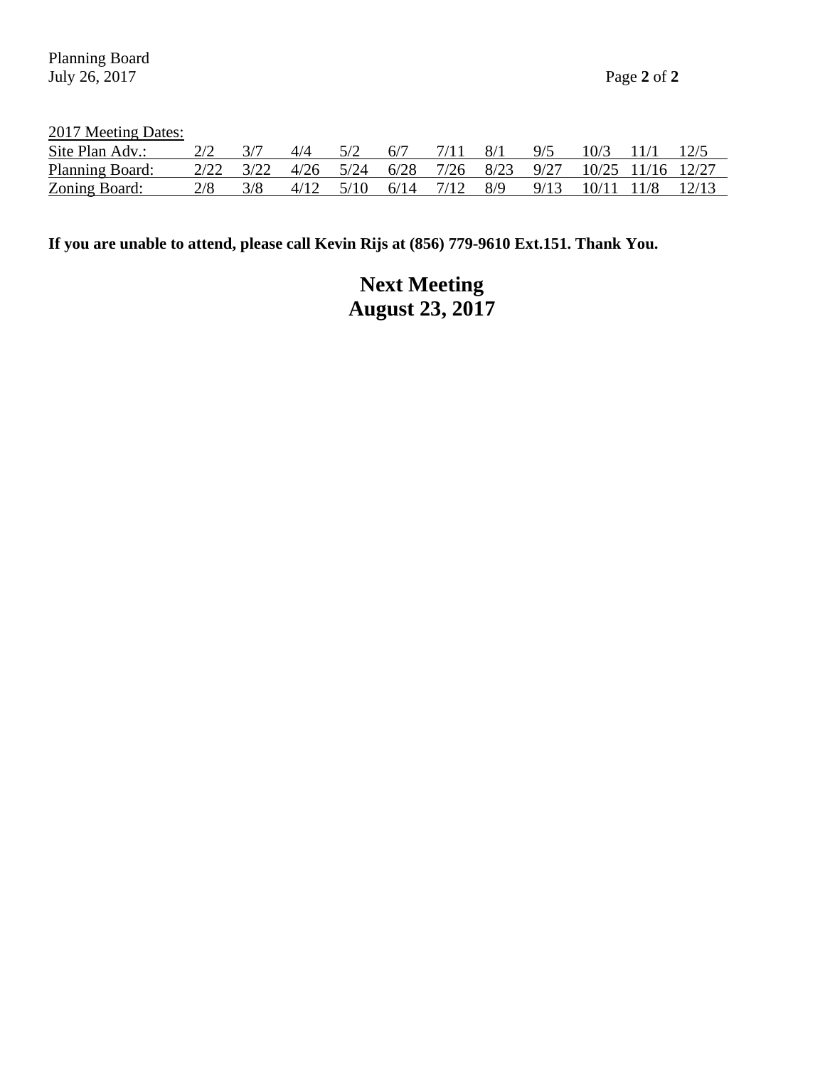2017 Meeting Dates:

| Site Plan Adv.: | 2/2 | 3/7 | 4/4 | 5/2 | 6/7 | 7/11 | 8/1 | 9/5 | 10/3 | 11/1 | 12/5 |
|---|---|---|---|---|---|---|---|---|---|---|---|
| Planning Board: | 2/22 | 3/22 | 4/26 | 5/24 | 6/28 | 7/26 | 8/23 | 9/27 | 10/25 | 11/16 | 12/27 |
| Zoning Board: | 2/8 | 3/8 | 4/12 | 5/10 | 6/14 | 7/12 | 8/9 | 9/13 | 10/11 | 11/8 | 12/13 |

**If you are unable to attend, please call Kevin Rijs at (856) 779-9610 Ext.151. Thank You.**

**Next Meeting**
**August 23, 2017**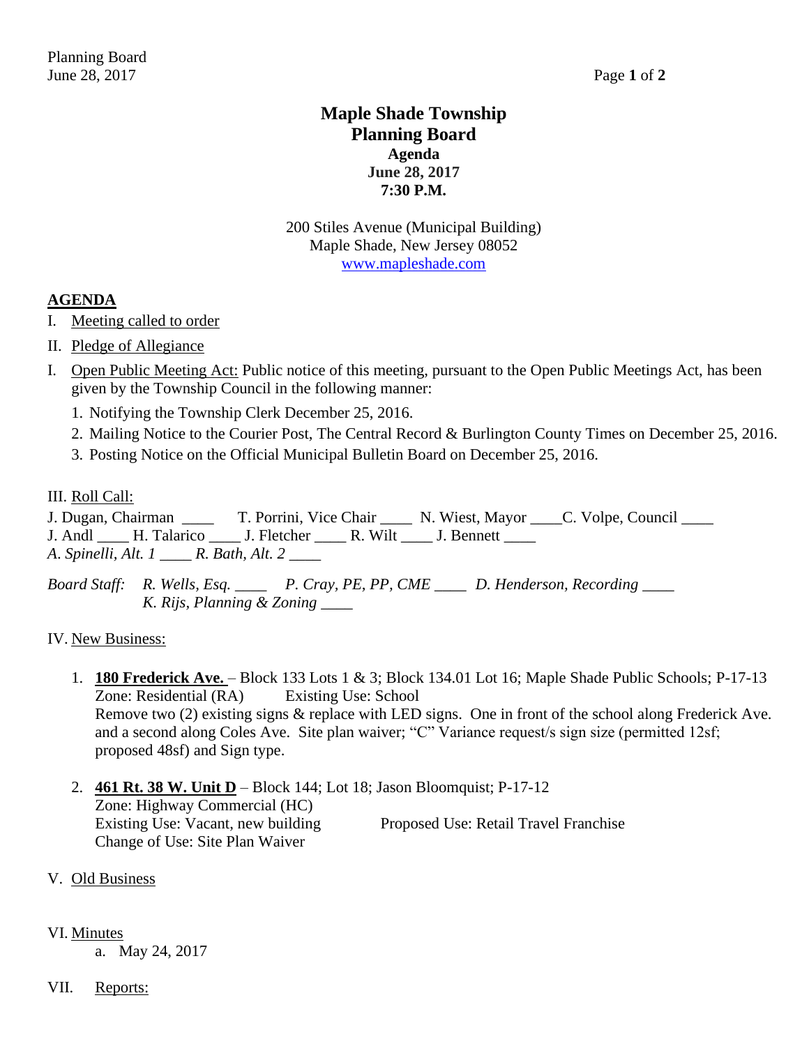# Maple Shade Township
## Planning Board
### Agenda
### June 28, 2017
### 7:30 P.M.

200 Stiles Avenue (Municipal Building)
Maple Shade, New Jersey 08052
www.mapleshade.com

**AGENDA**

I. Meeting called to order

II. Pledge of Allegiance

I. Open Public Meeting Act: Public notice of this meeting, pursuant to the Open Public Meetings Act, has been given by the Township Council in the following manner:

1. Notifying the Township Clerk December 25, 2016.
2. Mailing Notice to the Courier Post, The Central Record & Burlington County Times on December 25, 2016.
3. Posting Notice on the Official Municipal Bulletin Board on December 25, 2016.

III. Roll Call:

J. Dugan, Chairman ____ T. Porrini, Vice Chair ____ N. Wiest, Mayor ____ C. Volpe, Council ____
J. Andl ____ H. Talarico ____ J. Fletcher ____ R. Wilt ____ J. Bennett ____
*A. Spinelli, Alt. 1 ____ R. Bath, Alt. 2 ____*

*Board Staff: R. Wells, Esq. ____ P. Cray, PE, PP, CME ____ D. Henderson, Recording ____*
*K. Rijs, Planning & Zoning ____*

IV. New Business:

1. **180 Frederick Ave.** – Block 133 Lots 1 & 3; Block 134.01 Lot 16; Maple Shade Public Schools; P-17-13
   Zone: Residential (RA) Existing Use: School
   Remove two (2) existing signs & replace with LED signs. One in front of the school along Frederick Ave. and a second along Coles Ave. Site plan waiver; "C" Variance request/s sign size (permitted 12sf; proposed 48sf) and Sign type.

2. **461 Rt. 38 W. Unit D** – Block 144; Lot 18; Jason Bloomquist; P-17-12
   Zone: Highway Commercial (HC)
   Existing Use: Vacant, new building Proposed Use: Retail Travel Franchise
   Change of Use: Site Plan Waiver

V. Old Business

VI. Minutes
   a. May 24, 2017

VII. Reports: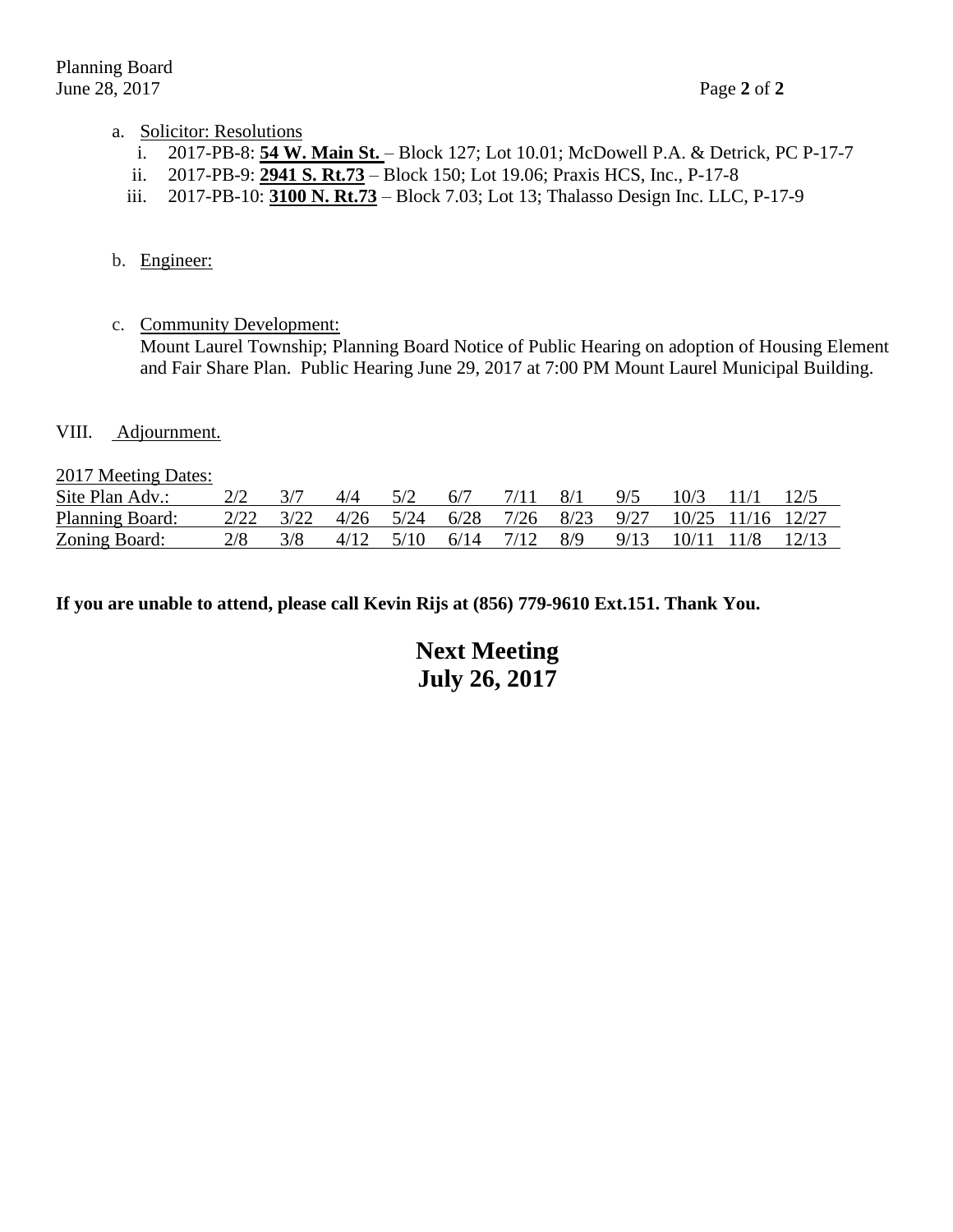a. Solicitor: Resolutions
   i. 2017-PB-8: **54 W. Main St.** – Block 127; Lot 10.01; McDowell P.A. & Detrick, PC P-17-7
   ii. 2017-PB-9: **2941 S. Rt.73** – Block 150; Lot 19.06; Praxis HCS, Inc., P-17-8
   iii. 2017-PB-10: **3100 N. Rt.73** – Block 7.03; Lot 13; Thalasso Design Inc. LLC, P-17-9

b. Engineer:

c. Community Development:
   Mount Laurel Township; Planning Board Notice of Public Hearing on adoption of Housing Element and Fair Share Plan. Public Hearing June 29, 2017 at 7:00 PM Mount Laurel Municipal Building.

VIII. Adjournment.

| 2017 Meeting Dates: | | | | | | | | | | | |
|---|---|---|---|---|---|---|---|---|---|---|---|
| Site Plan Adv.: | 2/2 | 3/7 | 4/4 | 5/2 | 6/7 | 7/11 | 8/1 | 9/5 | 10/3 | 11/1 | 12/5 |
| Planning Board: | 2/22 | 3/22 | 4/26 | 5/24 | 6/28 | 7/26 | 8/23 | 9/27 | 10/25 | 11/16 | 12/27 |
| Zoning Board: | 2/8 | 3/8 | 4/12 | 5/10 | 6/14 | 7/12 | 8/9 | 9/13 | 10/11 | 11/8 | 12/13 |

**If you are unable to attend, please call Kevin Rijs at (856) 779-9610 Ext.151. Thank You.**

**Next Meeting**
**July 26, 2017**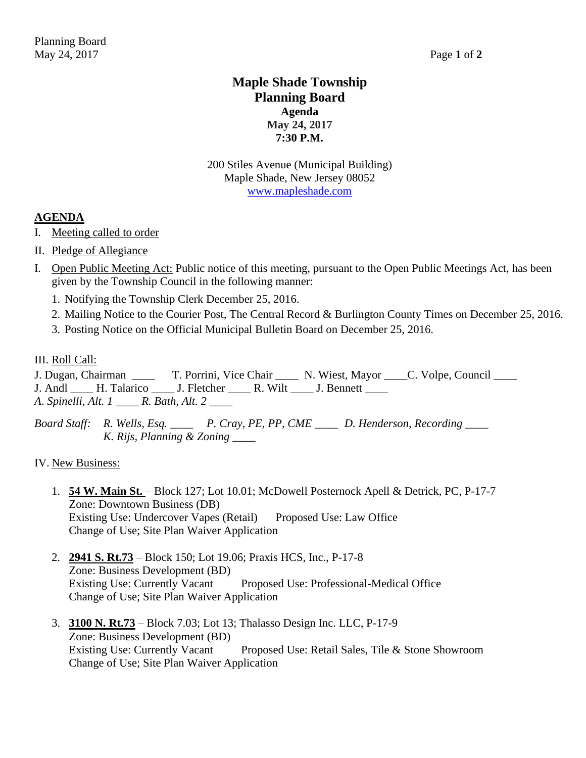# Maple Shade Township
## Planning Board
### Agenda
### May 24, 2017
### 7:30 P.M.

200 Stiles Avenue (Municipal Building)
Maple Shade, New Jersey 08052
www.mapleshade.com

## AGENDA

I. Meeting called to order

II. Pledge of Allegiance

I. Open Public Meeting Act: Public notice of this meeting, pursuant to the Open Public Meetings Act, has been given by the Township Council in the following manner:

1. Notifying the Township Clerk December 25, 2016.
2. Mailing Notice to the Courier Post, The Central Record & Burlington County Times on December 25, 2016.
3. Posting Notice on the Official Municipal Bulletin Board on December 25, 2016.

III. Roll Call:

J. Dugan, Chairman ____ T. Porrini, Vice Chair ____ N. Wiest, Mayor ____ C. Volpe, Council ____
J. Andl ____ H. Talarico ____ J. Fletcher ____ R. Wilt ____ J. Bennett ____
*A. Spinelli, Alt. 1* ____ *R. Bath, Alt. 2* ____

*Board Staff:* *R. Wells, Esq.* ____ *P. Cray, PE, PP, CME* ____ *D. Henderson, Recording* ____
*K. Rijs, Planning & Zoning* ____

IV. New Business:

1. **54 W. Main St.** – Block 127; Lot 10.01; McDowell Posternock Apell & Detrick, PC, P-17-7
   Zone: Downtown Business (DB)
   Existing Use: Undercover Vapes (Retail) Proposed Use: Law Office
   Change of Use; Site Plan Waiver Application

2. **2941 S. Rt.73** – Block 150; Lot 19.06; Praxis HCS, Inc., P-17-8
   Zone: Business Development (BD)
   Existing Use: Currently Vacant Proposed Use: Professional-Medical Office
   Change of Use; Site Plan Waiver Application

3. **3100 N. Rt.73** – Block 7.03; Lot 13; Thalasso Design Inc. LLC, P-17-9
   Zone: Business Development (BD)
   Existing Use: Currently Vacant Proposed Use: Retail Sales, Tile & Stone Showroom
   Change of Use; Site Plan Waiver Application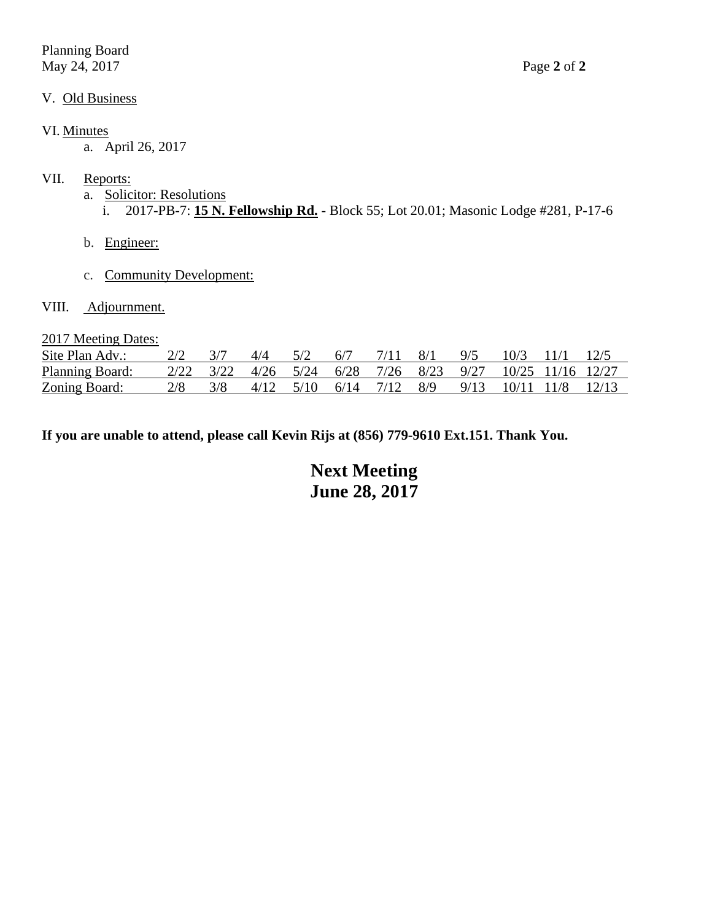V. Old Business

VI. Minutes

a. April 26, 2017

VII. Reports:

a. Solicitor: Resolutions
   i. 2017-PB-7: **15 N. Fellowship Rd.** - Block 55; Lot 20.01; Masonic Lodge #281, P-17-6

b. Engineer:

c. Community Development:

VIII. Adjournment.

2017 Meeting Dates:

| Site Plan Adv.: | 2/2 | 3/7 | 4/4 | 5/2 | 6/7 | 7/11 | 8/1 | 9/5 | 10/3 | 11/1 | 12/5 |
|---|---|---|---|---|---|---|---|---|---|---|---|
| Planning Board: | 2/22 | 3/22 | 4/26 | 5/24 | 6/28 | 7/26 | 8/23 | 9/27 | 10/25 | 11/16 | 12/27 |
| Zoning Board: | 2/8 | 3/8 | 4/12 | 5/10 | 6/14 | 7/12 | 8/9 | 9/13 | 10/11 | 11/8 | 12/13 |

**If you are unable to attend, please call Kevin Rijs at (856) 779-9610 Ext.151. Thank You.**

**Next Meeting**
**June 28, 2017**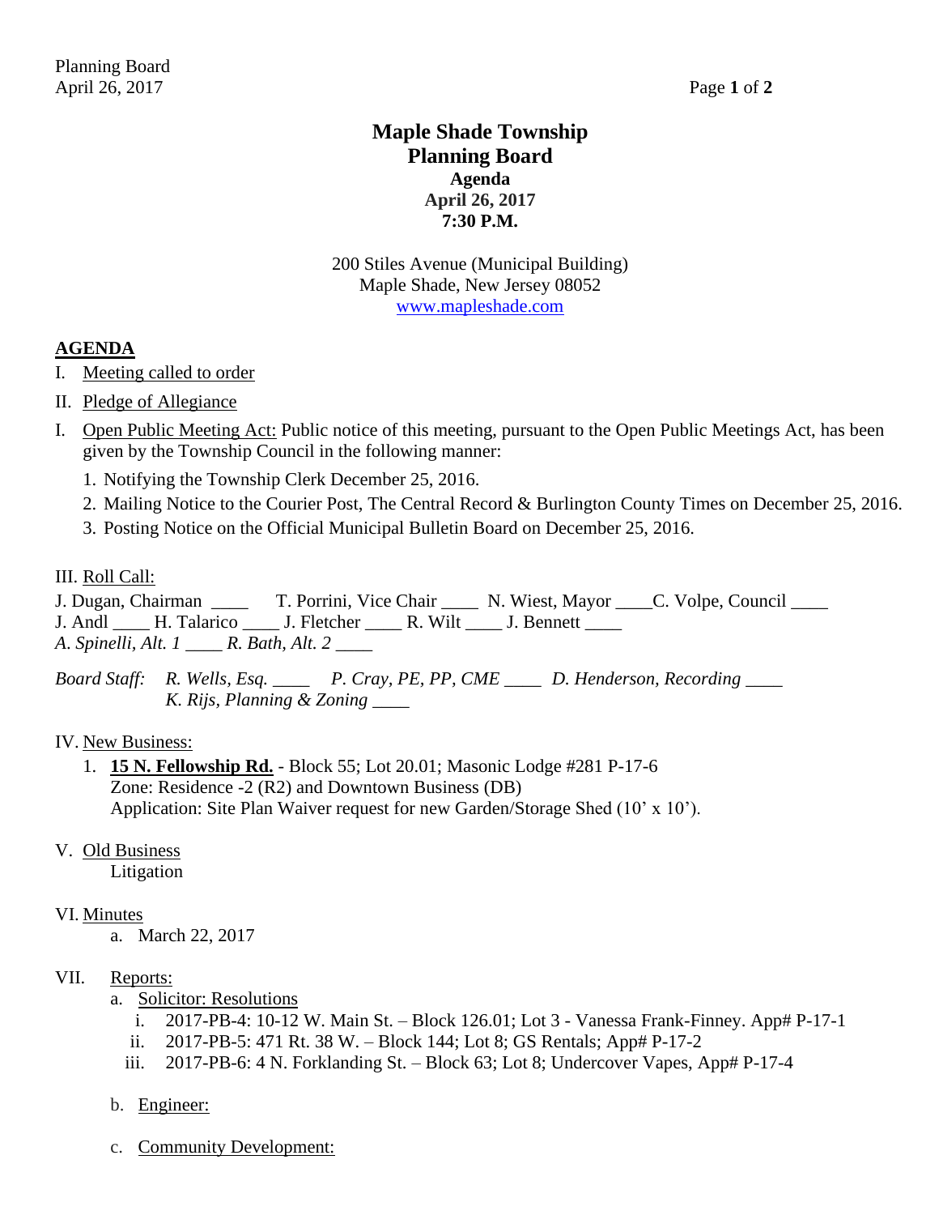# Maple Shade Township
# Planning Board
### Agenda
### April 26, 2017
### 7:30 P.M.

200 Stiles Avenue (Municipal Building)
Maple Shade, New Jersey 08052
www.mapleshade.com

## AGENDA

I. Meeting called to order

II. Pledge of Allegiance

I. Open Public Meeting Act: Public notice of this meeting, pursuant to the Open Public Meetings Act, has been given by the Township Council in the following manner:

1. Notifying the Township Clerk December 25, 2016.
2. Mailing Notice to the Courier Post, The Central Record & Burlington County Times on December 25, 2016.
3. Posting Notice on the Official Municipal Bulletin Board on December 25, 2016.

III. Roll Call:

J. Dugan, Chairman ____ T. Porrini, Vice Chair ____ N. Wiest, Mayor ____C. Volpe, Council ____
J. Andl ____ H. Talarico ____ J. Fletcher ____ R. Wilt ____ J. Bennett ____
*A. Spinelli, Alt. 1 ____ R. Bath, Alt. 2 ____*

*Board Staff: R. Wells, Esq. ____ P. Cray, PE, PP, CME ____ D. Henderson, Recording ____*
*K. Rijs, Planning & Zoning ____*

IV. New Business:

1. **15 N. Fellowship Rd.** - Block 55; Lot 20.01; Masonic Lodge #281 P-17-6
   Zone: Residence -2 (R2) and Downtown Business (DB)
   Application: Site Plan Waiver request for new Garden/Storage Shed (10' x 10').

V. Old Business
   Litigation

VI. Minutes
   a. March 22, 2017

VII. Reports:
   a. Solicitor: Resolutions
      i. 2017-PB-4: 10-12 W. Main St. – Block 126.01; Lot 3 - Vanessa Frank-Finney. App# P-17-1
      ii. 2017-PB-5: 471 Rt. 38 W. – Block 144; Lot 8; GS Rentals; App# P-17-2
      iii. 2017-PB-6: 4 N. Forklanding St. – Block 63; Lot 8; Undercover Vapes, App# P-17-4

   b. Engineer:

   c. Community Development: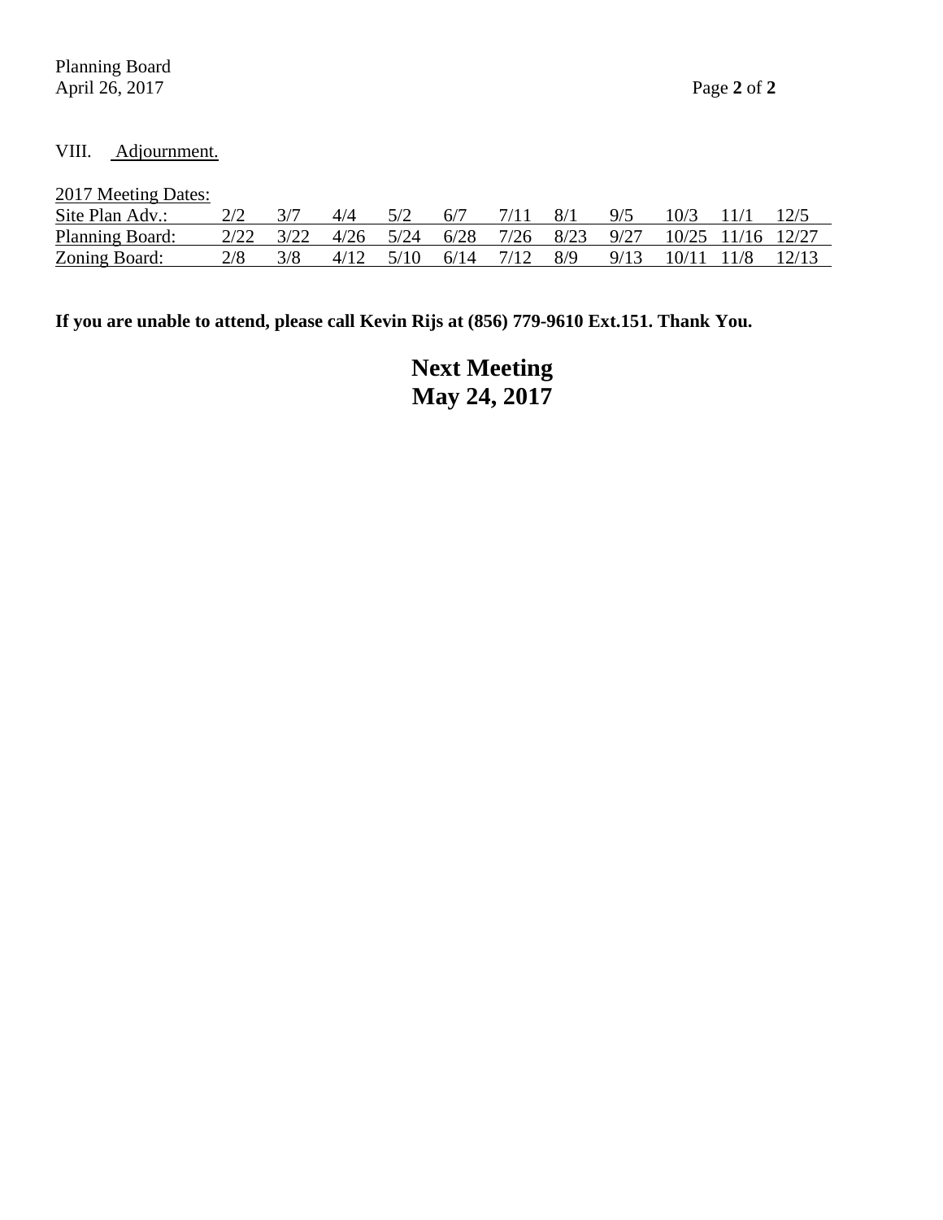VIII. Adjournment.

2017 Meeting Dates:

| | | | | | | | | | | | |
|---|---|---|---|---|---|---|---|---|---|---|---|
| Site Plan Adv.: | 2/2 | 3/7 | 4/4 | 5/2 | 6/7 | 7/11 | 8/1 | 9/5 | 10/3 | 11/1 | 12/5 |
| Planning Board: | 2/22 | 3/22 | 4/26 | 5/24 | 6/28 | 7/26 | 8/23 | 9/27 | 10/25 | 11/16 | 12/27 |
| Zoning Board: | 2/8 | 3/8 | 4/12 | 5/10 | 6/14 | 7/12 | 8/9 | 9/13 | 10/11 | 11/8 | 12/13 |

**If you are unable to attend, please call Kevin Rijs at (856) 779-9610 Ext.151. Thank You.**

**Next Meeting**
**May 24, 2017**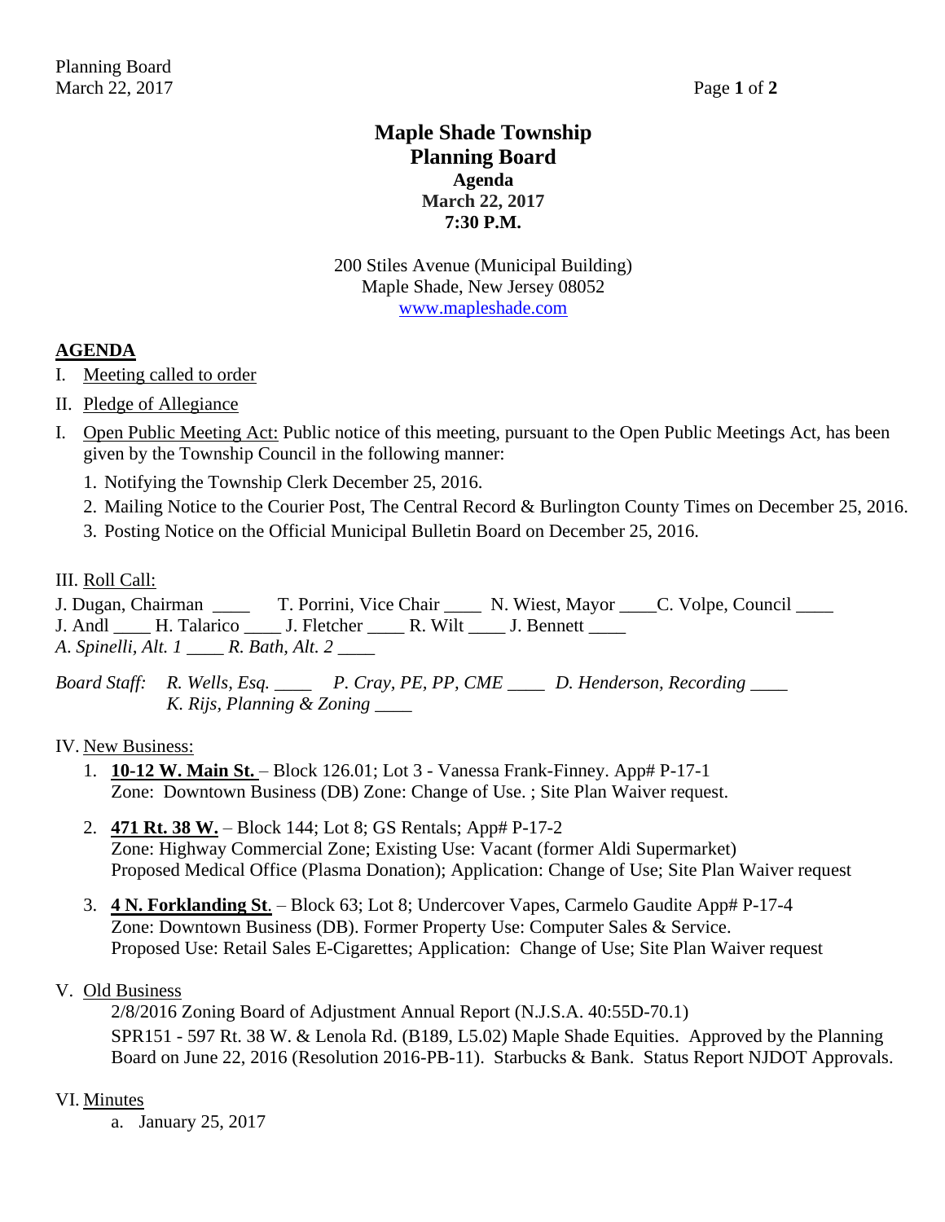# Maple Shade Township
# Planning Board
### Agenda
### March 22, 2017
### 7:30 P.M.

200 Stiles Avenue (Municipal Building)
Maple Shade, New Jersey 08052
www.mapleshade.com

## AGENDA

I. Meeting called to order

II. Pledge of Allegiance

I. Open Public Meeting Act: Public notice of this meeting, pursuant to the Open Public Meetings Act, has been given by the Township Council in the following manner:

1. Notifying the Township Clerk December 25, 2016.
2. Mailing Notice to the Courier Post, The Central Record & Burlington County Times on December 25, 2016.
3. Posting Notice on the Official Municipal Bulletin Board on December 25, 2016.

III. Roll Call:

J. Dugan, Chairman ____ T. Porrini, Vice Chair ____ N. Wiest, Mayor ____C. Volpe, Council ____
J. Andl ____ H. Talarico ____ J. Fletcher ____ R. Wilt ____ J. Bennett ____
*A. Spinelli, Alt. 1 ____ R. Bath, Alt. 2 ____*

*Board Staff: R. Wells, Esq. ____ P. Cray, PE, PP, CME ____ D. Henderson, Recording ____*
*K. Rijs, Planning & Zoning ____*

IV. New Business:

1. **10-12 W. Main St.** – Block 126.01; Lot 3 - Vanessa Frank-Finney. App# P-17-1
   Zone: Downtown Business (DB) Zone: Change of Use. ; Site Plan Waiver request.

2. **471 Rt. 38 W.** – Block 144; Lot 8; GS Rentals; App# P-17-2
   Zone: Highway Commercial Zone; Existing Use: Vacant (former Aldi Supermarket)
   Proposed Medical Office (Plasma Donation); Application: Change of Use; Site Plan Waiver request

3. **4 N. Forklanding St**. – Block 63; Lot 8; Undercover Vapes, Carmelo Gaudite App# P-17-4
   Zone: Downtown Business (DB). Former Property Use: Computer Sales & Service.
   Proposed Use: Retail Sales E-Cigarettes; Application: Change of Use; Site Plan Waiver request

V. Old Business

2/8/2016 Zoning Board of Adjustment Annual Report (N.J.S.A. 40:55D-70.1)
SPR151 - 597 Rt. 38 W. & Lenola Rd. (B189, L5.02) Maple Shade Equities. Approved by the Planning Board on June 22, 2016 (Resolution 2016-PB-11). Starbucks & Bank. Status Report NJDOT Approvals.

VI. Minutes

a. January 25, 2017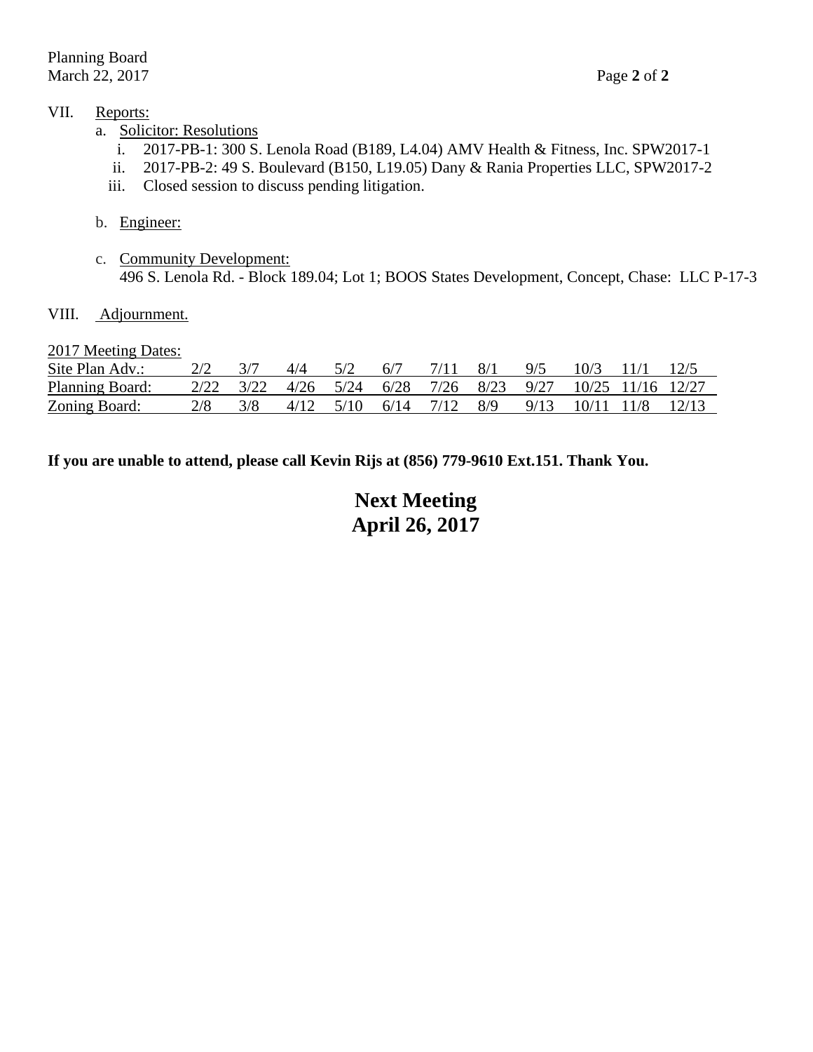VII. Reports:

a. Solicitor: Resolutions

i. 2017-PB-1: 300 S. Lenola Road (B189, L4.04) AMV Health & Fitness, Inc. SPW2017-1

ii. 2017-PB-2: 49 S. Boulevard (B150, L19.05) Dany & Rania Properties LLC, SPW2017-2

iii. Closed session to discuss pending litigation.

b. Engineer:

c. Community Development:
496 S. Lenola Rd. - Block 189.04; Lot 1; BOOS States Development, Concept, Chase: LLC P-17-3

VIII. Adjournment.

2017 Meeting Dates:

| | | | | | | | | | | | |
|---|---|---|---|---|---|---|---|---|---|---|---|
| Site Plan Adv.: | 2/2 | 3/7 | 4/4 | 5/2 | 6/7 | 7/11 | 8/1 | 9/5 | 10/3 | 11/1 | 12/5 |
| Planning Board: | 2/22 | 3/22 | 4/26 | 5/24 | 6/28 | 7/26 | 8/23 | 9/27 | 10/25 | 11/16 | 12/27 |
| Zoning Board: | 2/8 | 3/8 | 4/12 | 5/10 | 6/14 | 7/12 | 8/9 | 9/13 | 10/11 | 11/8 | 12/13 |

**If you are unable to attend, please call Kevin Rijs at (856) 779-9610 Ext.151. Thank You.**

**Next Meeting**
**April 26, 2017**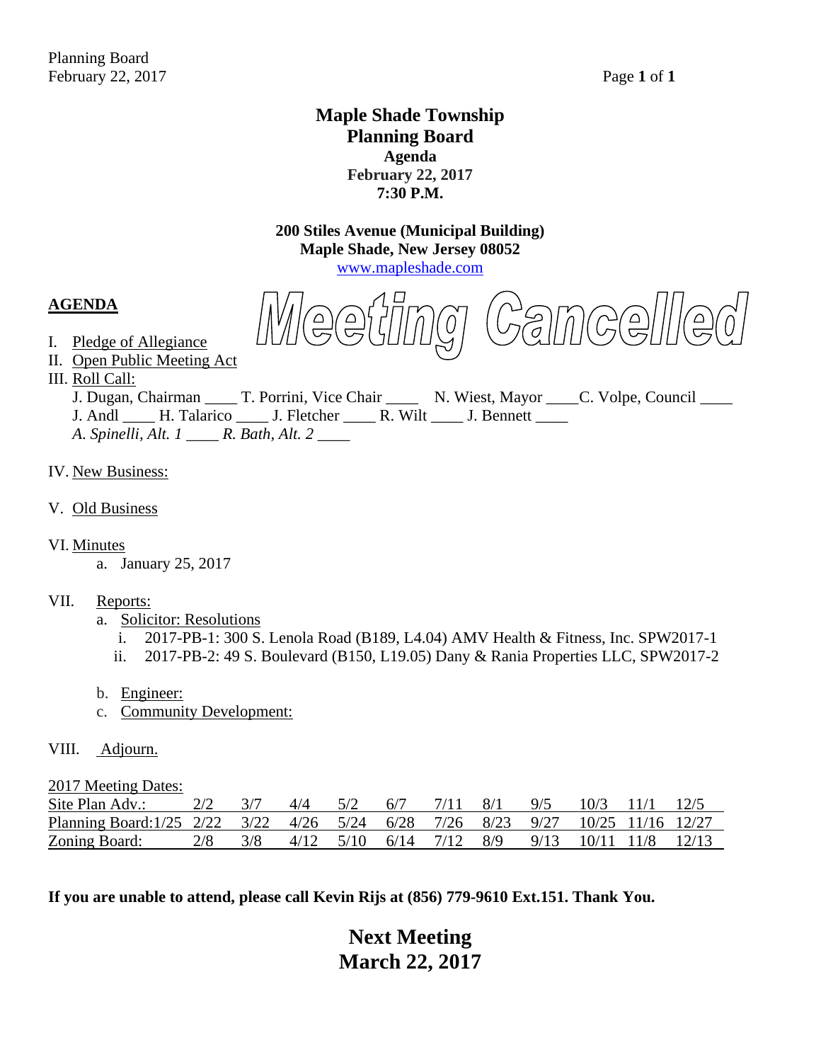# Maple Shade Township
## Planning Board
### Agenda
**February 22, 2017**
**7:30 P.M.**

**200 Stiles Avenue (Municipal Building)**
**Maple Shade, New Jersey 08052**
www.mapleshade.com

**Meeting Cancelled**

**AGENDA**

I. Pledge of Allegiance
II. Open Public Meeting Act
III. Roll Call:
J. Dugan, Chairman ____ T. Porrini, Vice Chair ____ N. Wiest, Mayor ____C. Volpe, Council ____
J. Andl ____ H. Talarico ____ J. Fletcher ____ R. Wilt ____ J. Bennett ____
*A. Spinelli, Alt. 1 ____ R. Bath, Alt. 2 ____*

IV. New Business:

V. Old Business

VI. Minutes
   a. January 25, 2017

VII. Reports:
   a. Solicitor: Resolutions
      i. 2017-PB-1: 300 S. Lenola Road (B189, L4.04) AMV Health & Fitness, Inc. SPW2017-1
      ii. 2017-PB-2: 49 S. Boulevard (B150, L19.05) Dany & Rania Properties LLC, SPW2017-2

   b. Engineer:
   c. Community Development:

VIII. Adjourn.

2017 Meeting Dates:

| | | | | | | | | | | | |
|---|---|---|---|---|---|---|---|---|---|---|---|
| Site Plan Adv.: | 2/2 | 3/7 | 4/4 | 5/2 | 6/7 | 7/11 | 8/1 | 9/5 | 10/3 | 11/1 | 12/5 |
| Planning Board:1/25 | 2/22 | 3/22 | 4/26 | 5/24 | 6/28 | 7/26 | 8/23 | 9/27 | 10/25 | 11/16 | 12/27 |
| Zoning Board: | 2/8 | 3/8 | 4/12 | 5/10 | 6/14 | 7/12 | 8/9 | 9/13 | 10/11 | 11/8 | 12/13 |

**If you are unable to attend, please call Kevin Rijs at (856) 779-9610 Ext.151. Thank You.**

## Next Meeting
## March 22, 2017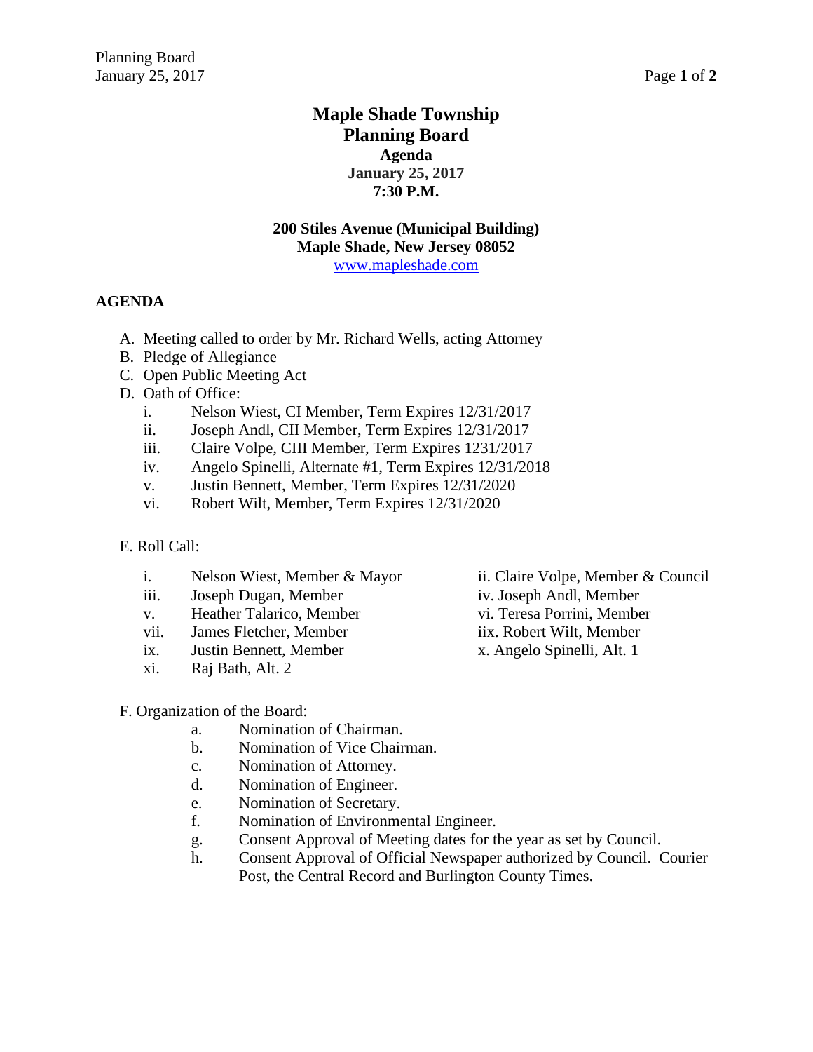# Maple Shade Township
# Planning Board
## Agenda
## January 25, 2017
## 7:30 P.M.

**200 Stiles Avenue (Municipal Building)**
**Maple Shade, New Jersey 08052**
www.mapleshade.com

**AGENDA**

A. Meeting called to order by Mr. Richard Wells, acting Attorney
B. Pledge of Allegiance
C. Open Public Meeting Act
D. Oath of Office:
   i. Nelson Wiest, CI Member, Term Expires 12/31/2017
   ii. Joseph Andl, CII Member, Term Expires 12/31/2017
   iii. Claire Volpe, CIII Member, Term Expires 1231/2017
   iv. Angelo Spinelli, Alternate #1, Term Expires 12/31/2018
   v. Justin Bennett, Member, Term Expires 12/31/2020
   vi. Robert Wilt, Member, Term Expires 12/31/2020

E. Roll Call:
   i. Nelson Wiest, Member & Mayor
   ii. Claire Volpe, Member & Council
   iii. Joseph Dugan, Member
   iv. Joseph Andl, Member
   v. Heather Talarico, Member
   vi. Teresa Porrini, Member
   vii. James Fletcher, Member
   iix. Robert Wilt, Member
   ix. Justin Bennett, Member
   x. Angelo Spinelli, Alt. 1
   xi. Raj Bath, Alt. 2

F. Organization of the Board:
   a. Nomination of Chairman.
   b. Nomination of Vice Chairman.
   c. Nomination of Attorney.
   d. Nomination of Engineer.
   e. Nomination of Secretary.
   f. Nomination of Environmental Engineer.
   g. Consent Approval of Meeting dates for the year as set by Council.
   h. Consent Approval of Official Newspaper authorized by Council. Courier Post, the Central Record and Burlington County Times.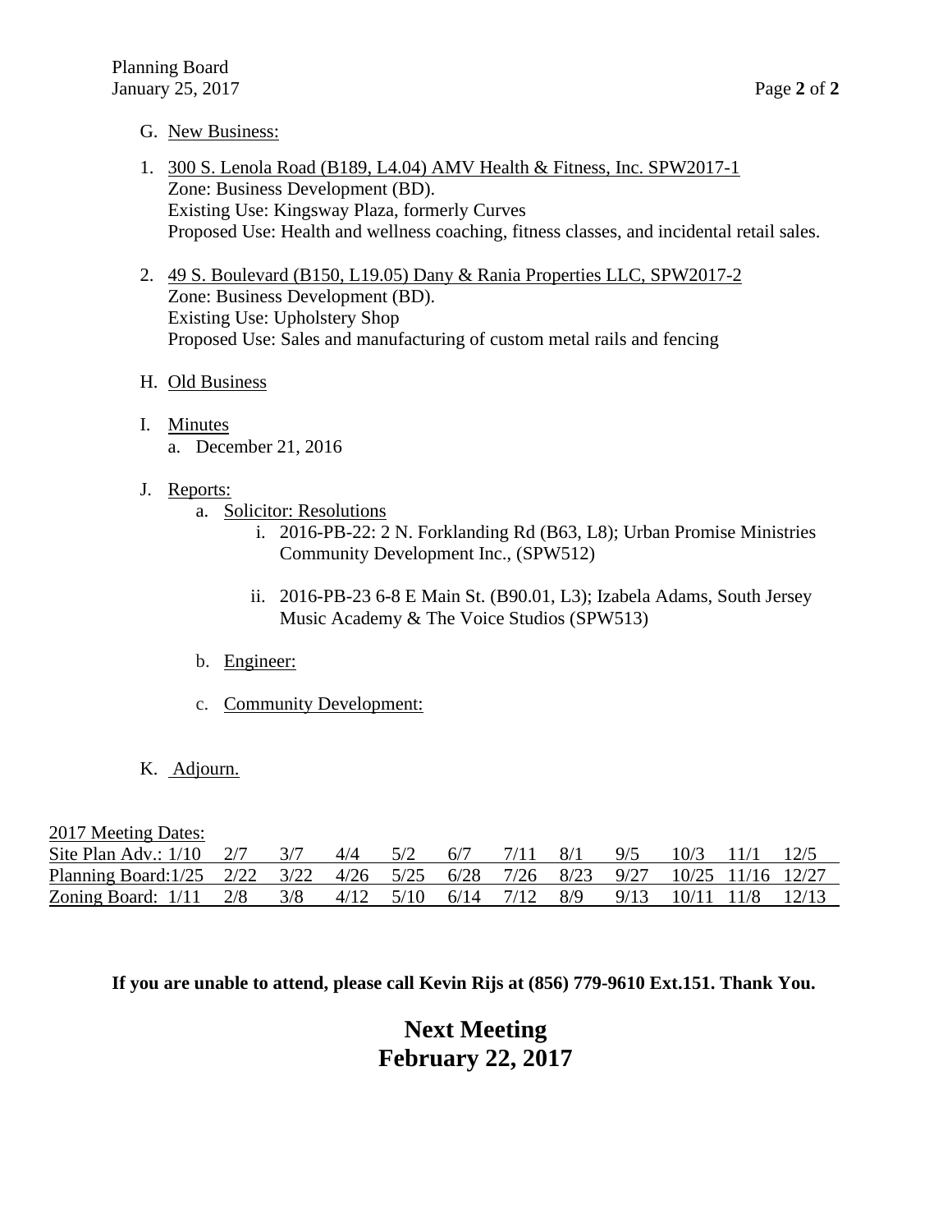G. New Business:

1. 300 S. Lenola Road (B189, L4.04) AMV Health & Fitness, Inc. SPW2017-1
   Zone: Business Development (BD).
   Existing Use: Kingsway Plaza, formerly Curves
   Proposed Use: Health and wellness coaching, fitness classes, and incidental retail sales.

2. 49 S. Boulevard (B150, L19.05) Dany & Rania Properties LLC, SPW2017-2
   Zone: Business Development (BD).
   Existing Use: Upholstery Shop
   Proposed Use: Sales and manufacturing of custom metal rails and fencing

H. Old Business

I. Minutes
   a. December 21, 2016

J. Reports:
   a. Solicitor: Resolutions
      i. 2016-PB-22: 2 N. Forklanding Rd (B63, L8); Urban Promise Ministries Community Development Inc., (SPW512)

      ii. 2016-PB-23 6-8 E Main St. (B90.01, L3); Izabela Adams, South Jersey Music Academy & The Voice Studios (SPW513)

   b. Engineer:

   c. Community Development:

K. Adjourn.

2017 Meeting Dates:

| | | | | | | | | | | | |
|---|---|---|---|---|---|---|---|---|---|---|---|
| Site Plan Adv.: 1/10 | 2/7 | 3/7 | 4/4 | 5/2 | 6/7 | 7/11 | 8/1 | 9/5 | 10/3 | 11/1 | 12/5 |
| Planning Board:1/25 | 2/22 | 3/22 | 4/26 | 5/25 | 6/28 | 7/26 | 8/23 | 9/27 | 10/25 | 11/16 | 12/27 |
| Zoning Board: 1/11 | 2/8 | 3/8 | 4/12 | 5/10 | 6/14 | 7/12 | 8/9 | 9/13 | 10/11 | 11/8 | 12/13 |

**If you are unable to attend, please call Kevin Rijs at (856) 779-9610 Ext.151. Thank You.**

**Next Meeting**
**February 22, 2017**